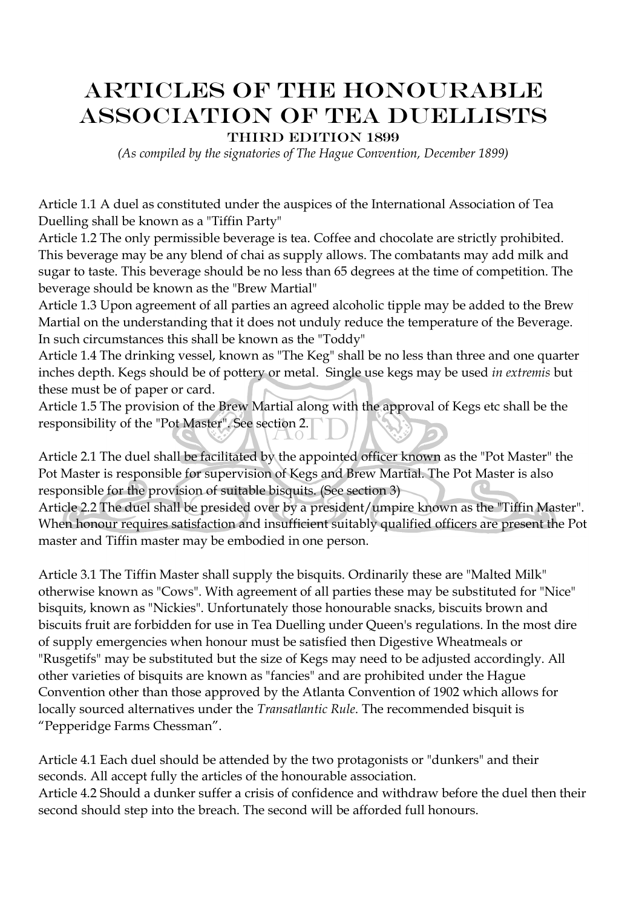# Articles of the Honourable Association of Tea Duellists

### Third Edition 1899

*(As compiled by the signatories of The Hague Convention, December 1899)*

Article 1.1 A duel as constituted under the auspices of the International Association of Tea Duelling shall be known as a "Tiffin Party"

Article 1.2 The only permissible beverage is tea. Coffee and chocolate are strictly prohibited. This beverage may be any blend of chai as supply allows. The combatants may add milk and sugar to taste. This beverage should be no less than 65 degrees at the time of competition. The beverage should be known as the "Brew Martial"

Article 1.3 Upon agreement of all parties an agreed alcoholic tipple may be added to the Brew Martial on the understanding that it does not unduly reduce the temperature of the Beverage. In such circumstances this shall be known as the "Toddy"

Article 1.4 The drinking vessel, known as "The Keg" shall be no less than three and one quarter inches depth. Kegs should be of pottery or metal. Single use kegs may be used *in extremis* but these must be of paper or card.

Article 1.5 The provision of the Brew Martial along with the approval of Kegs etc shall be the responsibility of the "Pot Master". See section 2.

Article 2.1 The duel shall be facilitated by the appointed officer known as the "Pot Master" the Pot Master is responsible for supervision of Kegs and Brew Martial. The Pot Master is also responsible for the provision of suitable bisquits. (See section 3)

Article 2.2 The duel shall be presided over by a president/umpire known as the "Tiffin Master". When honour requires satisfaction and insufficient suitably qualified officers are present the Pot master and Tiffin master may be embodied in one person.

Article 3.1 The Tiffin Master shall supply the bisquits. Ordinarily these are "Malted Milk" otherwise known as "Cows". With agreement of all parties these may be substituted for "Nice" bisquits, known as "Nickies". Unfortunately those honourable snacks, biscuits brown and biscuits fruit are forbidden for use in Tea Duelling under Queen's regulations. In the most dire of supply emergencies when honour must be satisfied then Digestive Wheatmeals or "Rusgetifs" may be substituted but the size of Kegs may need to be adjusted accordingly. All other varieties of bisquits are known as "fancies" and are prohibited under the Hague Convention other than those approved by the Atlanta Convention of 1902 which allows for locally sourced alternatives under the *Transatlantic Rule*. The recommended bisquit is "Pepperidge Farms Chessman".

Article 4.1 Each duel should be attended by the two protagonists or "dunkers" and their seconds. All accept fully the articles of the honourable association.

Article 4.2 Should a dunker suffer a crisis of confidence and withdraw before the duel then their second should step into the breach. The second will be afforded full honours.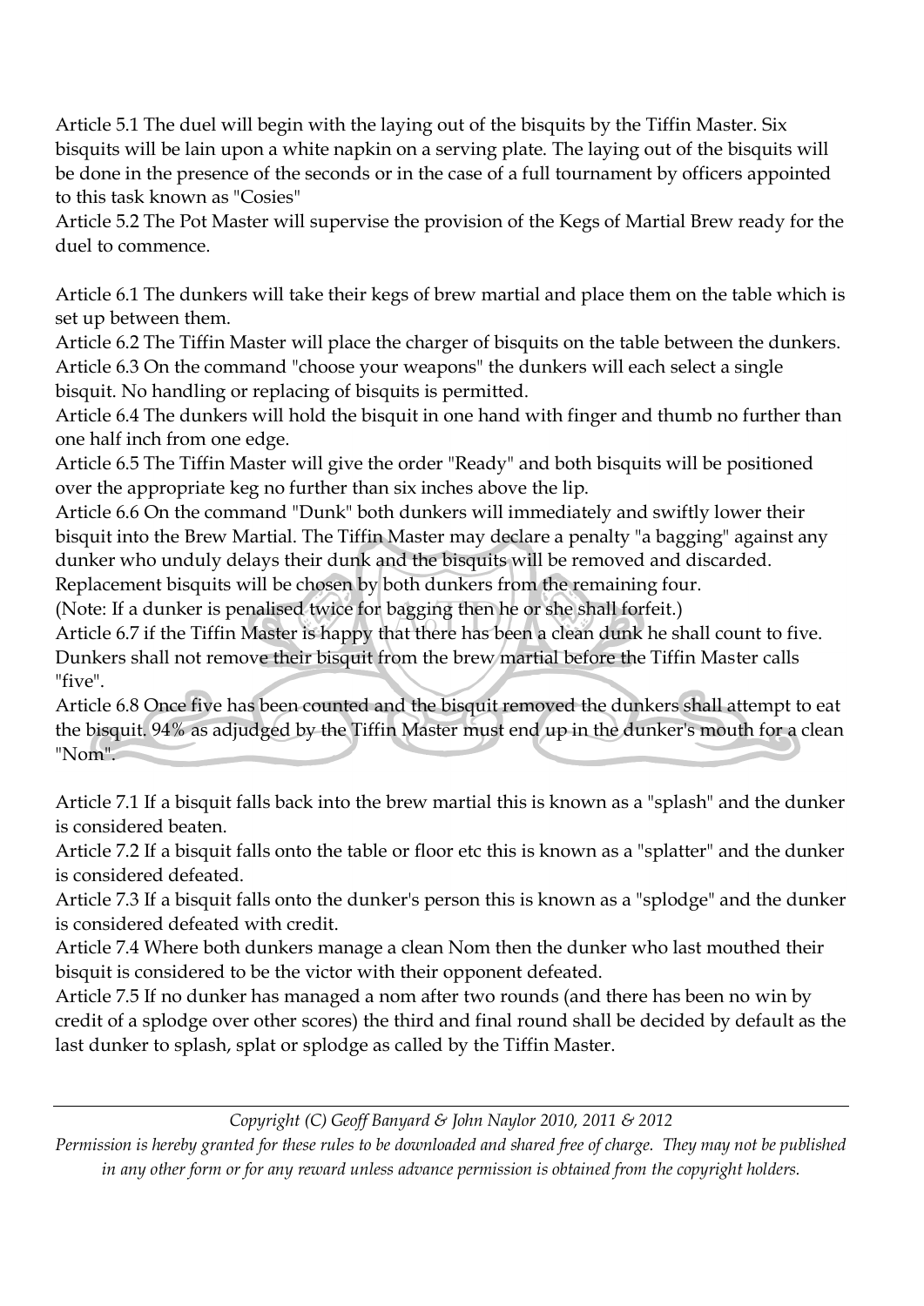Article 5.1 The duel will begin with the laying out of the bisquits by the Tiffin Master. Six bisquits will be lain upon a white napkin on a serving plate. The laying out of the bisquits will be done in the presence of the seconds or in the case of a full tournament by officers appointed to this task known as "Cosies"

Article 5.2 The Pot Master will supervise the provision of the Kegs of Martial Brew ready for the duel to commence.

Article 6.1 The dunkers will take their kegs of brew martial and place them on the table which is set up between them.

Article 6.2 The Tiffin Master will place the charger of bisquits on the table between the dunkers.

Article 6.3 On the command "choose your weapons" the dunkers will each select a single bisquit. No handling or replacing of bisquits is permitted.

Article 6.4 The dunkers will hold the bisquit in one hand with finger and thumb no further than one half inch from one edge.

Article 6.5 The Tiffin Master will give the order "Ready" and both bisquits will be positioned over the appropriate keg no further than six inches above the lip.

Article 6.6 On the command "Dunk" both dunkers will immediately and swiftly lower their bisquit into the Brew Martial. The Tiffin Master may declare a penalty "a bagging" against any dunker who unduly delays their dunk and the bisquits will be removed and discarded. Replacement bisquits will be chosen by both dunkers from the remaining four.

(Note: If a dunker is penalised twice for bagging then he or she shall forfeit.)

Article 6.7 if the Tiffin Master is happy that there has been a clean dunk he shall count to five. Dunkers shall not remove their bisquit from the brew martial before the Tiffin Master calls "five".

Article 6.8 Once five has been counted and the bisquit removed the dunkers shall attempt to eat the bisquit. 94% as adjudged by the Tiffin Master must end up in the dunker's mouth for a clean "Nom".

Article 7.1 If a bisquit falls back into the brew martial this is known as a "splash" and the dunker is considered beaten.

Article 7.2 If a bisquit falls onto the table or floor etc this is known as a "splatter" and the dunker is considered defeated.

Article 7.3 If a bisquit falls onto the dunker's person this is known as a "splodge" and the dunker is considered defeated with credit.

Article 7.4 Where both dunkers manage a clean Nom then the dunker who last mouthed their bisquit is considered to be the victor with their opponent defeated.

Article 7.5 If no dunker has managed a nom after two rounds (and there has been no win by credit of a splodge over other scores) the third and final round shall be decided by default as the last dunker to splash, splat or splodge as called by the Tiffin Master.

---

*Copyright (C) Geoff Banyard & John Naylor 2010, 2011 & 2012*

*Permission is hereby granted for these rules to be downloaded and shared free of charge. They may not be published in any other form or for any reward unless advance permission is obtained from the copyright holders.*